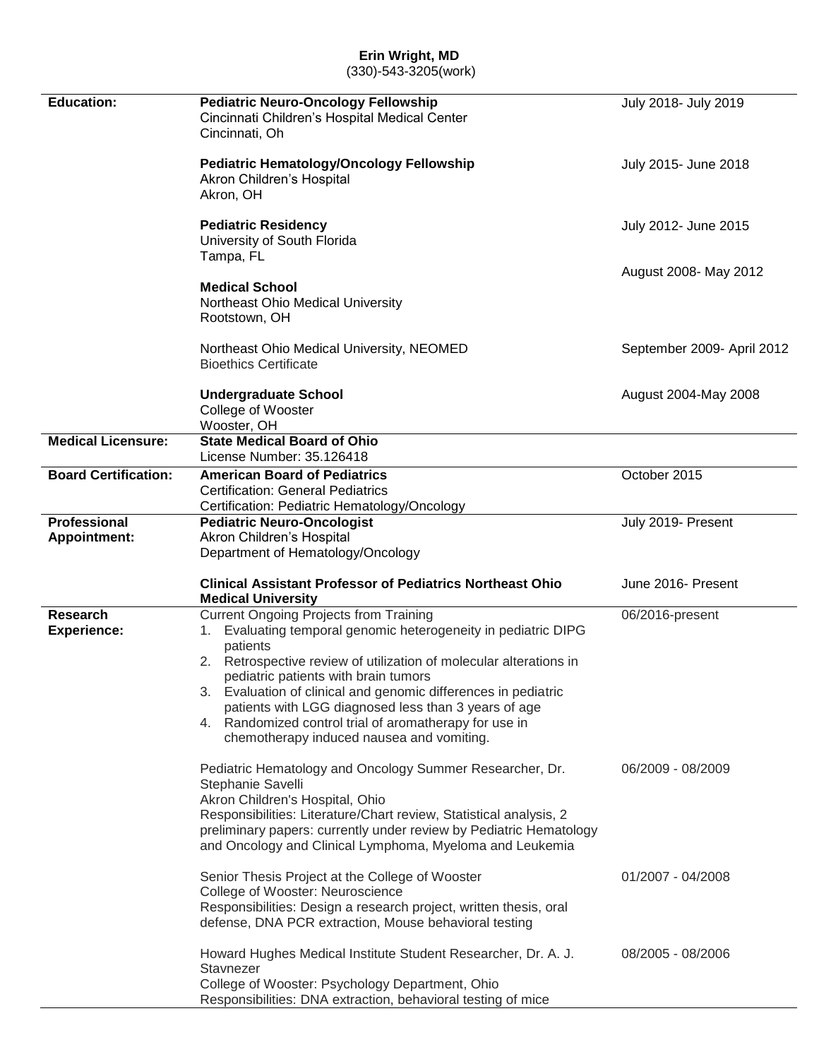# Erin Wright, MD

(330)-543-3205(work)

## Education:

**Pediatric Neuro-Oncology Fellowship** — July 2018- July 2019
Cincinnati Children's Hospital Medical Center
Cincinnati, Oh

**Pediatric Hematology/Oncology Fellowship** — July 2015- June 2018
Akron Children's Hospital
Akron, OH

**Pediatric Residency** — July 2012- June 2015
University of South Florida
Tampa, FL

**Medical School** — August 2008- May 2012
Northeast Ohio Medical University
Rootstown, OH

Northeast Ohio Medical University, NEOMED — September 2009- April 2012
Bioethics Certificate

**Undergraduate School** — August 2004-May 2008
College of Wooster
Wooster, OH

## Medical Licensure:

**State Medical Board of Ohio**
License Number: 35.126418

## Board Certification:

**American Board of Pediatrics** — October 2015
Certification: General Pediatrics
Certification: Pediatric Hematology/Oncology

## Professional Appointment:

**Pediatric Neuro-Oncologist** — July 2019- Present
Akron Children's Hospital
Department of Hematology/Oncology

**Clinical Assistant Professor of Pediatrics Northeast Ohio Medical University** — June 2016- Present

## Research Experience:

Current Ongoing Projects from Training — 06/2016-present

1. Evaluating temporal genomic heterogeneity in pediatric DIPG patients
2. Retrospective review of utilization of molecular alterations in pediatric patients with brain tumors
3. Evaluation of clinical and genomic differences in pediatric patients with LGG diagnosed less than 3 years of age
4. Randomized control trial of aromatherapy for use in chemotherapy induced nausea and vomiting.

Pediatric Hematology and Oncology Summer Researcher, Dr. Stephanie Savelli — 06/2009 - 08/2009
Akron Children's Hospital, Ohio
Responsibilities: Literature/Chart review, Statistical analysis, 2 preliminary papers: currently under review by Pediatric Hematology and Oncology and Clinical Lymphoma, Myeloma and Leukemia

Senior Thesis Project at the College of Wooster — 01/2007 - 04/2008
College of Wooster: Neuroscience
Responsibilities: Design a research project, written thesis, oral defense, DNA PCR extraction, Mouse behavioral testing

Howard Hughes Medical Institute Student Researcher, Dr. A. J. Stavnezer — 08/2005 - 08/2006
College of Wooster: Psychology Department, Ohio
Responsibilities: DNA extraction, behavioral testing of mice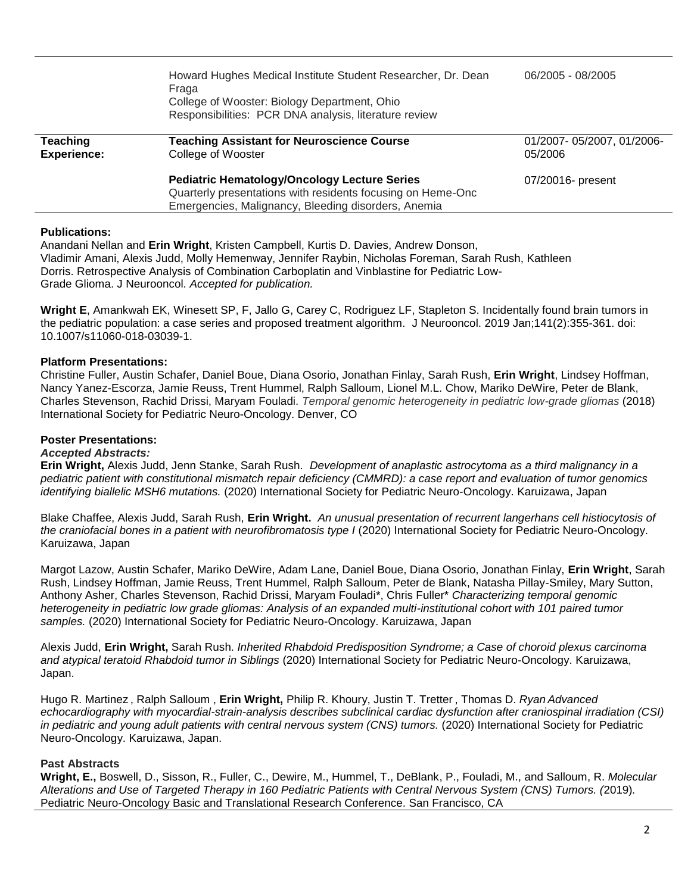| | | |
|---|---|---|
| | Howard Hughes Medical Institute Student Researcher, Dr. Dean Fraga<br>College of Wooster: Biology Department, Ohio<br>Responsibilities: PCR DNA analysis, literature review | 06/2005 - 08/2005 |
| **Teaching Experience:** | **Teaching Assistant for Neuroscience Course**<br>College of Wooster | 01/2007- 05/2007, 01/2006-05/2006 |
| | **Pediatric Hematology/Oncology Lecture Series**<br>Quarterly presentations with residents focusing on Heme-Onc Emergencies, Malignancy, Bleeding disorders, Anemia | 07/20016- present |

**Publications:**

Anandani Nellan and **Erin Wright**, Kristen Campbell, Kurtis D. Davies, Andrew Donson, Vladimir Amani, Alexis Judd, Molly Hemenway, Jennifer Raybin, Nicholas Foreman, Sarah Rush, Kathleen Dorris. Retrospective Analysis of Combination Carboplatin and Vinblastine for Pediatric Low-Grade Glioma. J Neurooncol. *Accepted for publication.*

**Wright E**, Amankwah EK, Winesett SP, F, Jallo G, Carey C, Rodriguez LF, Stapleton S. Incidentally found brain tumors in the pediatric population: a case series and proposed treatment algorithm. J Neurooncol. 2019 Jan;141(2):355-361. doi: 10.1007/s11060-018-03039-1.

**Platform Presentations:**

Christine Fuller, Austin Schafer, Daniel Boue, Diana Osorio, Jonathan Finlay, Sarah Rush, **Erin Wright**, Lindsey Hoffman, Nancy Yanez-Escorza, Jamie Reuss, Trent Hummel, Ralph Salloum, Lionel M.L. Chow, Mariko DeWire, Peter de Blank, Charles Stevenson, Rachid Drissi, Maryam Fouladi. *Temporal genomic heterogeneity in pediatric low-grade gliomas* (2018) International Society for Pediatric Neuro-Oncology. Denver, CO

**Poster Presentations:**

***Accepted Abstracts:***

**Erin Wright,** Alexis Judd, Jenn Stanke, Sarah Rush. *Development of anaplastic astrocytoma as a third malignancy in a pediatric patient with constitutional mismatch repair deficiency (CMMRD): a case report and evaluation of tumor genomics identifying biallelic MSH6 mutations.* (2020) International Society for Pediatric Neuro-Oncology. Karuizawa, Japan

Blake Chaffee, Alexis Judd, Sarah Rush, **Erin Wright.** *An unusual presentation of recurrent langerhans cell histiocytosis of the craniofacial bones in a patient with neurofibromatosis type I* (2020) International Society for Pediatric Neuro-Oncology. Karuizawa, Japan

Margot Lazow, Austin Schafer, Mariko DeWire, Adam Lane, Daniel Boue, Diana Osorio, Jonathan Finlay, **Erin Wright**, Sarah Rush, Lindsey Hoffman, Jamie Reuss, Trent Hummel, Ralph Salloum, Peter de Blank, Natasha Pillay-Smiley, Mary Sutton, Anthony Asher, Charles Stevenson, Rachid Drissi, Maryam Fouladi*, Chris Fuller* *Characterizing temporal genomic heterogeneity in pediatric low grade gliomas: Analysis of an expanded multi-institutional cohort with 101 paired tumor samples.* (2020) International Society for Pediatric Neuro-Oncology. Karuizawa, Japan

Alexis Judd, **Erin Wright,** Sarah Rush. *Inherited Rhabdoid Predisposition Syndrome; a Case of choroid plexus carcinoma and atypical teratoid Rhabdoid tumor in Siblings* (2020) International Society for Pediatric Neuro-Oncology. Karuizawa, Japan.

Hugo R. Martinez , Ralph Salloum , **Erin Wright,** Philip R. Khoury, Justin T. Tretter , Thomas D. *Ryan Advanced echocardiography with myocardial-strain-analysis describes subclinical cardiac dysfunction after craniospinal irradiation (CSI) in pediatric and young adult patients with central nervous system (CNS) tumors.* (2020) International Society for Pediatric Neuro-Oncology. Karuizawa, Japan.

**Past Abstracts**

**Wright, E.,** Boswell, D., Sisson, R., Fuller, C., Dewire, M., Hummel, T., DeBlank, P., Fouladi, M., and Salloum, R. *Molecular Alterations and Use of Targeted Therapy in 160 Pediatric Patients with Central Nervous System (CNS) Tumors. (*2019). Pediatric Neuro-Oncology Basic and Translational Research Conference. San Francisco, CA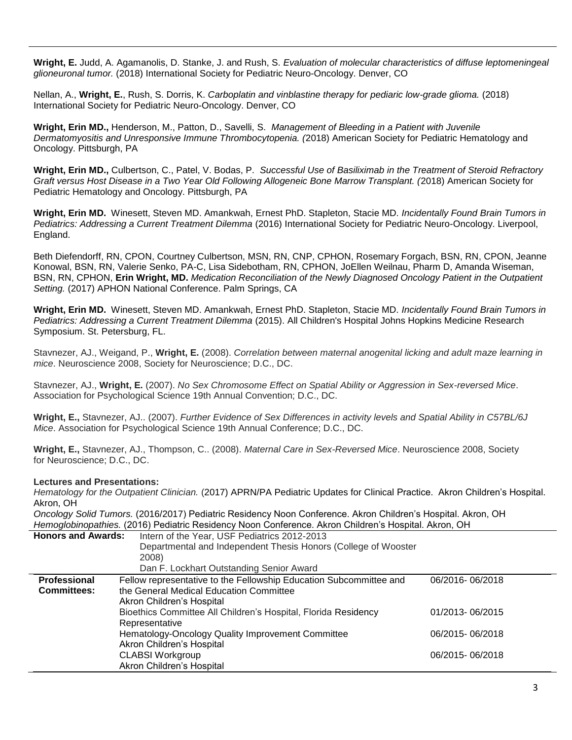**Wright, E.** Judd, A. Agamanolis, D. Stanke, J. and Rush, S. *Evaluation of molecular characteristics of diffuse leptomeningeal glioneuronal tumor.* (2018) International Society for Pediatric Neuro-Oncology. Denver, CO

Nellan, A., **Wright, E.**, Rush, S. Dorris, K. *Carboplatin and vinblastine therapy for pediaric low-grade glioma.* (2018) International Society for Pediatric Neuro-Oncology. Denver, CO

**Wright, Erin MD.,** Henderson, M., Patton, D., Savelli, S. *Management of Bleeding in a Patient with Juvenile Dermatomyositis and Unresponsive Immune Thrombocytopenia. (*2018) American Society for Pediatric Hematology and Oncology. Pittsburgh, PA

**Wright, Erin MD.,** Culbertson, C., Patel, V. Bodas, P. *Successful Use of Basiliximab in the Treatment of Steroid Refractory Graft versus Host Disease in a Two Year Old Following Allogeneic Bone Marrow Transplant. (*2018) American Society for Pediatric Hematology and Oncology. Pittsburgh, PA

**Wright, Erin MD.** Winesett, Steven MD. Amankwah, Ernest PhD. Stapleton, Stacie MD. *Incidentally Found Brain Tumors in Pediatrics: Addressing a Current Treatment Dilemma* (2016) International Society for Pediatric Neuro-Oncology. Liverpool, England.

Beth Diefendorff, RN, CPON, Courtney Culbertson, MSN, RN, CNP, CPHON, Rosemary Forgach, BSN, RN, CPON, Jeanne Konowal, BSN, RN, Valerie Senko, PA-C, Lisa Sidebotham, RN, CPHON, JoEllen Weilnau, Pharm D, Amanda Wiseman, BSN, RN, CPHON, **Erin Wright, MD.** *Medication Reconciliation of the Newly Diagnosed Oncology Patient in the Outpatient Setting.* (2017) APHON National Conference. Palm Springs, CA

**Wright, Erin MD.** Winesett, Steven MD. Amankwah, Ernest PhD. Stapleton, Stacie MD. *Incidentally Found Brain Tumors in Pediatrics: Addressing a Current Treatment Dilemma* (2015). All Children's Hospital Johns Hopkins Medicine Research Symposium. St. Petersburg, FL.

Stavnezer, AJ., Weigand, P., **Wright, E.** (2008). *Correlation between maternal anogenital licking and adult maze learning in mice*. Neuroscience 2008, Society for Neuroscience; D.C., DC.

Stavnezer, AJ., **Wright, E.** (2007). *No Sex Chromosome Effect on Spatial Ability or Aggression in Sex-reversed Mice*. Association for Psychological Science 19th Annual Convention; D.C., DC.

**Wright, E.,** Stavnezer, AJ.. (2007). *Further Evidence of Sex Differences in activity levels and Spatial Ability in C57BL/6J Mice*. Association for Psychological Science 19th Annual Conference; D.C., DC.

**Wright, E.,** Stavnezer, AJ., Thompson, C.. (2008). *Maternal Care in Sex-Reversed Mice*. Neuroscience 2008, Society for Neuroscience; D.C., DC.

**Lectures and Presentations:**

*Hematology for the Outpatient Clinician.* (2017) APRN/PA Pediatric Updates for Clinical Practice. Akron Children's Hospital. Akron, OH

*Oncology Solid Tumors.* (2016/2017) Pediatric Residency Noon Conference. Akron Children's Hospital. Akron, OH

*Hemoglobinopathies.* (2016) Pediatric Residency Noon Conference. Akron Children's Hospital. Akron, OH

**Honors and Awards:**

- Intern of the Year, USF Pediatrics 2012-2013
- Departmental and Independent Thesis Honors (College of Wooster 2008)
- Dan F. Lockhart Outstanding Senior Award

| **Professional Committees:** | | |
|---|---|---|
| | Fellow representative to the Fellowship Education Subcommittee and the General Medical Education Committee<br>Akron Children's Hospital | 06/2016- 06/2018 |
| | Bioethics Committee All Children's Hospital, Florida Residency Representative | 01/2013- 06/2015 |
| | Hematology-Oncology Quality Improvement Committee<br>Akron Children's Hospital | 06/2015- 06/2018 |
| | CLABSI Workgroup<br>Akron Children's Hospital | 06/2015- 06/2018 |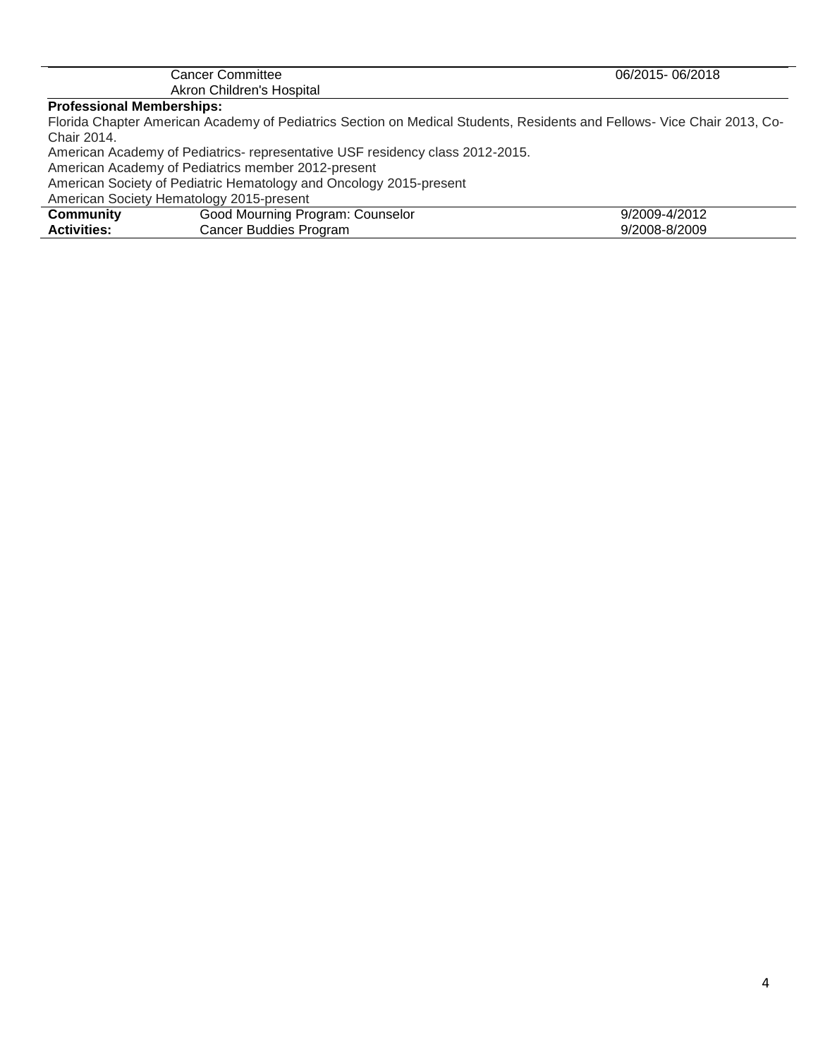| | | |
|---|---|---|
| | Cancer Committee<br>Akron Children's Hospital | 06/2015- 06/2018 |

**Professional Memberships:**

Florida Chapter American Academy of Pediatrics Section on Medical Students, Residents and Fellows- Vice Chair 2013, Co-Chair 2014.

American Academy of Pediatrics- representative USF residency class 2012-2015.

American Academy of Pediatrics member 2012-present

American Society of Pediatric Hematology and Oncology 2015-present

American Society Hematology 2015-present

| | | |
|---|---|---|
| **Community Activities:** | Good Mourning Program: Counselor | 9/2009-4/2012 |
| | Cancer Buddies Program | 9/2008-8/2009 |